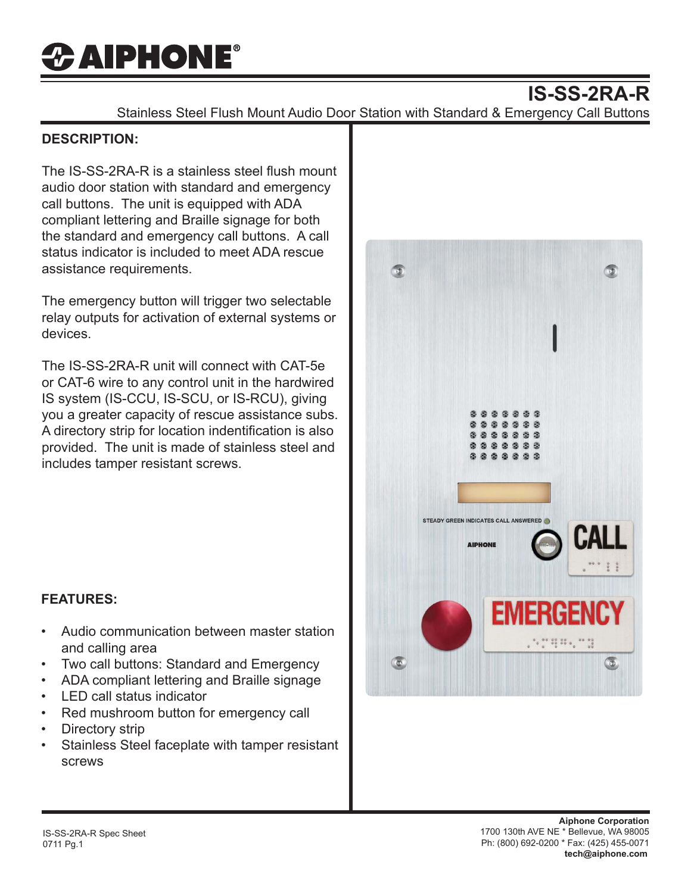# AIPHONE®

## IS-SS-2RA-R

Stainless Steel Flush Mount Audio Door Station with Standard & Emergency Call Buttons

### DESCRIPTION:

The IS-SS-2RA-R is a stainless steel flush mount audio door station with standard and emergency call buttons. The unit is equipped with ADA compliant lettering and Braille signage for both the standard and emergency call buttons. A call status indicator is included to meet ADA rescue assistance requirements.

The emergency button will trigger two selectable relay outputs for activation of external systems or devices.

The IS-SS-2RA-R unit will connect with CAT-5e or CAT-6 wire to any control unit in the hardwired IS system (IS-CCU, IS-SCU, or IS-RCU), giving you a greater capacity of rescue assistance subs. A directory strip for location indentification is also provided. The unit is made of stainless steel and includes tamper resistant screws.

### FEATURES:

- Audio communication between master station and calling area
- Two call buttons: Standard and Emergency
- ADA compliant lettering and Braille signage
- LED call status indicator
- Red mushroom button for emergency call
- Directory strip
- Stainless Steel faceplate with tamper resistant screws

IS-SS-2RA-R Spec Sheet
0711 Pg.1

**Aiphone Corporation**
1700 130th AVE NE * Bellevue, WA 98005
Ph: (800) 692-0200 * Fax: (425) 455-0071
**tech@aiphone.com**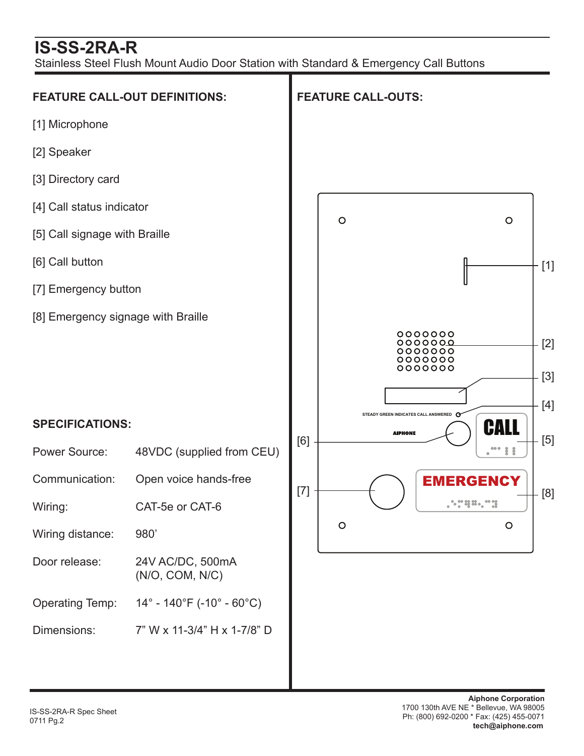# IS-SS-2RA-R

Stainless Steel Flush Mount Audio Door Station with Standard & Emergency Call Buttons

## FEATURE CALL-OUT DEFINITIONS:

[1] Microphone

[2] Speaker

[3] Directory card

[4] Call status indicator

[5] Call signage with Braille

[6] Call button

[7] Emergency button

[8] Emergency signage with Braille

## FEATURE CALL-OUTS:

[1]

[2]

[3]

[4]

STEADY GREEN INDICATES CALL ANSWERED

AIPHONE

CALL

[5]

[6]

[7]

EMERGENCY

[8]

## SPECIFICATIONS:

| | |
|---|---|
| Power Source: | 48VDC (supplied from CEU) |
| Communication: | Open voice hands-free |
| Wiring: | CAT-5e or CAT-6 |
| Wiring distance: | 980’ |
| Door release: | 24V AC/DC, 500mA (N/O, COM, N/C) |
| Operating Temp: | 14° - 140°F (-10° - 60°C) |
| Dimensions: | 7” W x 11-3/4” H x 1-7/8” D |

IS-SS-2RA-R Spec Sheet
0711 Pg.2

**Aiphone Corporation**
1700 130th AVE NE * Bellevue, WA 98005
Ph: (800) 692-0200 * Fax: (425) 455-0071
**tech@aiphone.com**